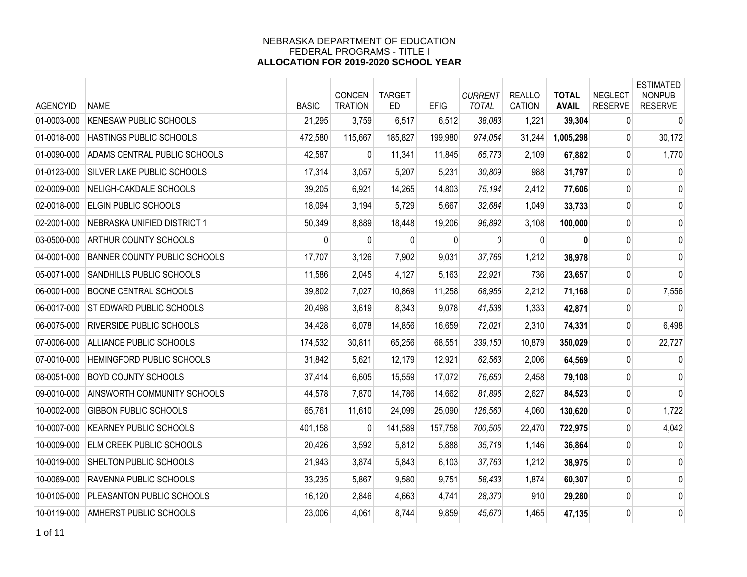# NEBRASKA DEPARTMENT OF EDUCATION
## FEDERAL PROGRAMS - TITLE I
### ALLOCATION FOR 2019-2020 SCHOOL YEAR

| AGENCYID | NAME | BASIC | CONCEN TRATION | TARGET ED | EFIG | *CURRENT TOTAL* | REALLO CATION | **TOTAL AVAIL** | NEGLECT RESERVE | ESTIMATED NONPUB RESERVE |
|---|---|---|---|---|---|---|---|---|---|---|
| 01-0003-000 | KENESAW PUBLIC SCHOOLS | 21,295 | 3,759 | 6,517 | 6,512 | *38,083* | 1,221 | **39,304** | 0 | 0 |
| 01-0018-000 | HASTINGS PUBLIC SCHOOLS | 472,580 | 115,667 | 185,827 | 199,980 | *974,054* | 31,244 | **1,005,298** | 0 | 30,172 |
| 01-0090-000 | ADAMS CENTRAL PUBLIC SCHOOLS | 42,587 | 0 | 11,341 | 11,845 | *65,773* | 2,109 | **67,882** | 0 | 1,770 |
| 01-0123-000 | SILVER LAKE PUBLIC SCHOOLS | 17,314 | 3,057 | 5,207 | 5,231 | *30,809* | 988 | **31,797** | 0 | 0 |
| 02-0009-000 | NELIGH-OAKDALE SCHOOLS | 39,205 | 6,921 | 14,265 | 14,803 | *75,194* | 2,412 | **77,606** | 0 | 0 |
| 02-0018-000 | ELGIN PUBLIC SCHOOLS | 18,094 | 3,194 | 5,729 | 5,667 | *32,684* | 1,049 | **33,733** | 0 | 0 |
| 02-2001-000 | NEBRASKA UNIFIED DISTRICT 1 | 50,349 | 8,889 | 18,448 | 19,206 | *96,892* | 3,108 | **100,000** | 0 | 0 |
| 03-0500-000 | ARTHUR COUNTY SCHOOLS | 0 | 0 | 0 | 0 | *0* | 0 | **0** | 0 | 0 |
| 04-0001-000 | BANNER COUNTY PUBLIC SCHOOLS | 17,707 | 3,126 | 7,902 | 9,031 | *37,766* | 1,212 | **38,978** | 0 | 0 |
| 05-0071-000 | SANDHILLS PUBLIC SCHOOLS | 11,586 | 2,045 | 4,127 | 5,163 | *22,921* | 736 | **23,657** | 0 | 0 |
| 06-0001-000 | BOONE CENTRAL SCHOOLS | 39,802 | 7,027 | 10,869 | 11,258 | *68,956* | 2,212 | **71,168** | 0 | 7,556 |
| 06-0017-000 | ST EDWARD PUBLIC SCHOOLS | 20,498 | 3,619 | 8,343 | 9,078 | *41,538* | 1,333 | **42,871** | 0 | 0 |
| 06-0075-000 | RIVERSIDE PUBLIC SCHOOLS | 34,428 | 6,078 | 14,856 | 16,659 | *72,021* | 2,310 | **74,331** | 0 | 6,498 |
| 07-0006-000 | ALLIANCE PUBLIC SCHOOLS | 174,532 | 30,811 | 65,256 | 68,551 | *339,150* | 10,879 | **350,029** | 0 | 22,727 |
| 07-0010-000 | HEMINGFORD PUBLIC SCHOOLS | 31,842 | 5,621 | 12,179 | 12,921 | *62,563* | 2,006 | **64,569** | 0 | 0 |
| 08-0051-000 | BOYD COUNTY SCHOOLS | 37,414 | 6,605 | 15,559 | 17,072 | *76,650* | 2,458 | **79,108** | 0 | 0 |
| 09-0010-000 | AINSWORTH COMMUNITY SCHOOLS | 44,578 | 7,870 | 14,786 | 14,662 | *81,896* | 2,627 | **84,523** | 0 | 0 |
| 10-0002-000 | GIBBON PUBLIC SCHOOLS | 65,761 | 11,610 | 24,099 | 25,090 | *126,560* | 4,060 | **130,620** | 0 | 1,722 |
| 10-0007-000 | KEARNEY PUBLIC SCHOOLS | 401,158 | 0 | 141,589 | 157,758 | *700,505* | 22,470 | **722,975** | 0 | 4,042 |
| 10-0009-000 | ELM CREEK PUBLIC SCHOOLS | 20,426 | 3,592 | 5,812 | 5,888 | *35,718* | 1,146 | **36,864** | 0 | 0 |
| 10-0019-000 | SHELTON PUBLIC SCHOOLS | 21,943 | 3,874 | 5,843 | 6,103 | *37,763* | 1,212 | **38,975** | 0 | 0 |
| 10-0069-000 | RAVENNA PUBLIC SCHOOLS | 33,235 | 5,867 | 9,580 | 9,751 | *58,433* | 1,874 | **60,307** | 0 | 0 |
| 10-0105-000 | PLEASANTON PUBLIC SCHOOLS | 16,120 | 2,846 | 4,663 | 4,741 | *28,370* | 910 | **29,280** | 0 | 0 |
| 10-0119-000 | AMHERST PUBLIC SCHOOLS | 23,006 | 4,061 | 8,744 | 9,859 | *45,670* | 1,465 | **47,135** | 0 | 0 |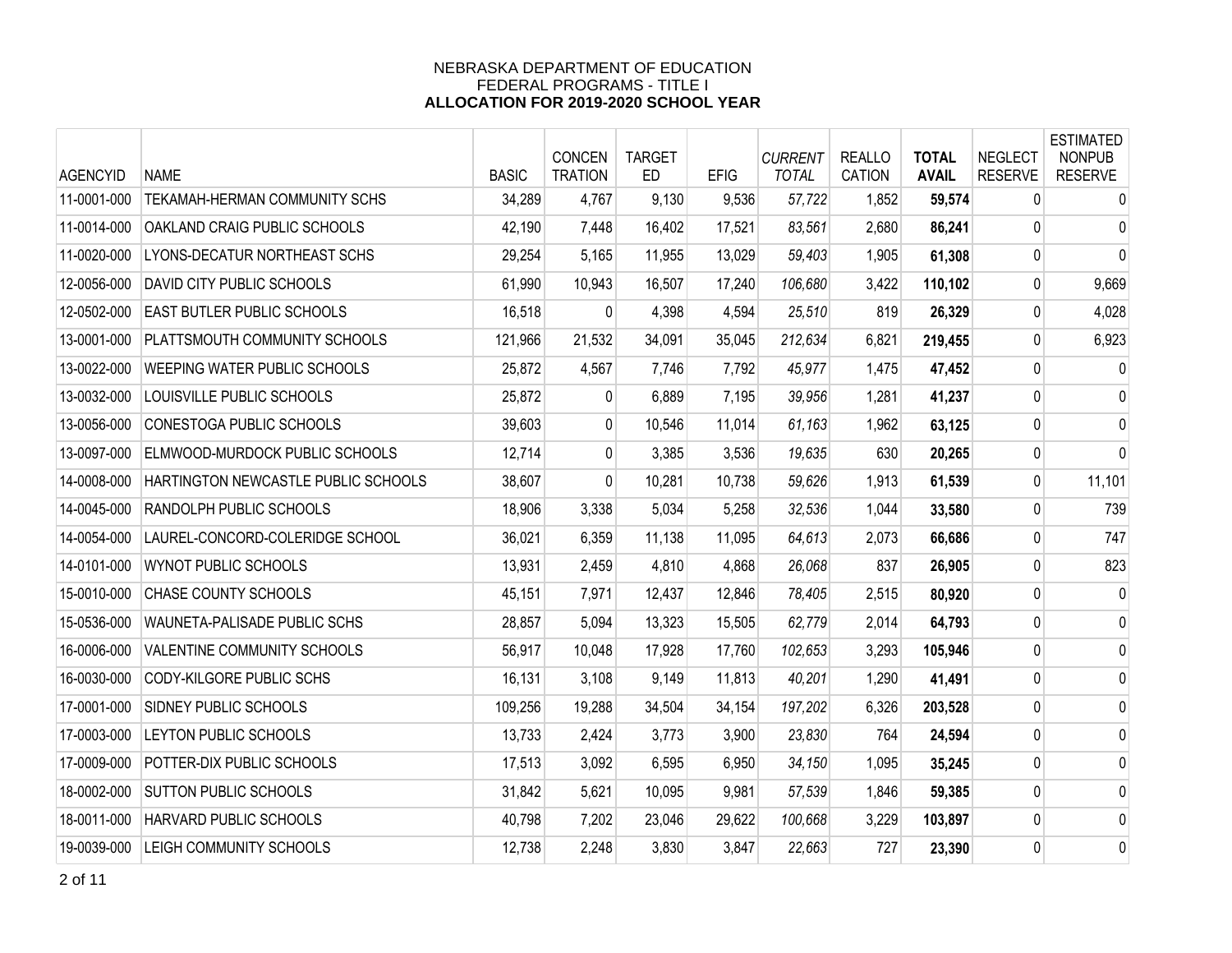NEBRASKA DEPARTMENT OF EDUCATION
FEDERAL PROGRAMS - TITLE I
**ALLOCATION FOR 2019-2020 SCHOOL YEAR**

| AGENCYID | NAME | BASIC | CONCEN TRATION | TARGET ED | EFIG | *CURRENT TOTAL* | REALLO CATION | **TOTAL AVAIL** | NEGLECT RESERVE | ESTIMATED NONPUB RESERVE |
|---|---|---|---|---|---|---|---|---|---|---|
| 11-0001-000 | TEKAMAH-HERMAN COMMUNITY SCHS | 34,289 | 4,767 | 9,130 | 9,536 | *57,722* | 1,852 | **59,574** | 0 | 0 |
| 11-0014-000 | OAKLAND CRAIG PUBLIC SCHOOLS | 42,190 | 7,448 | 16,402 | 17,521 | *83,561* | 2,680 | **86,241** | 0 | 0 |
| 11-0020-000 | LYONS-DECATUR NORTHEAST SCHS | 29,254 | 5,165 | 11,955 | 13,029 | *59,403* | 1,905 | **61,308** | 0 | 0 |
| 12-0056-000 | DAVID CITY PUBLIC SCHOOLS | 61,990 | 10,943 | 16,507 | 17,240 | *106,680* | 3,422 | **110,102** | 0 | 9,669 |
| 12-0502-000 | EAST BUTLER PUBLIC SCHOOLS | 16,518 | 0 | 4,398 | 4,594 | *25,510* | 819 | **26,329** | 0 | 4,028 |
| 13-0001-000 | PLATTSMOUTH COMMUNITY SCHOOLS | 121,966 | 21,532 | 34,091 | 35,045 | *212,634* | 6,821 | **219,455** | 0 | 6,923 |
| 13-0022-000 | WEEPING WATER PUBLIC SCHOOLS | 25,872 | 4,567 | 7,746 | 7,792 | *45,977* | 1,475 | **47,452** | 0 | 0 |
| 13-0032-000 | LOUISVILLE PUBLIC SCHOOLS | 25,872 | 0 | 6,889 | 7,195 | *39,956* | 1,281 | **41,237** | 0 | 0 |
| 13-0056-000 | CONESTOGA PUBLIC SCHOOLS | 39,603 | 0 | 10,546 | 11,014 | *61,163* | 1,962 | **63,125** | 0 | 0 |
| 13-0097-000 | ELMWOOD-MURDOCK PUBLIC SCHOOLS | 12,714 | 0 | 3,385 | 3,536 | *19,635* | 630 | **20,265** | 0 | 0 |
| 14-0008-000 | HARTINGTON NEWCASTLE PUBLIC SCHOOLS | 38,607 | 0 | 10,281 | 10,738 | *59,626* | 1,913 | **61,539** | 0 | 11,101 |
| 14-0045-000 | RANDOLPH PUBLIC SCHOOLS | 18,906 | 3,338 | 5,034 | 5,258 | *32,536* | 1,044 | **33,580** | 0 | 739 |
| 14-0054-000 | LAUREL-CONCORD-COLERIDGE SCHOOL | 36,021 | 6,359 | 11,138 | 11,095 | *64,613* | 2,073 | **66,686** | 0 | 747 |
| 14-0101-000 | WYNOT PUBLIC SCHOOLS | 13,931 | 2,459 | 4,810 | 4,868 | *26,068* | 837 | **26,905** | 0 | 823 |
| 15-0010-000 | CHASE COUNTY SCHOOLS | 45,151 | 7,971 | 12,437 | 12,846 | *78,405* | 2,515 | **80,920** | 0 | 0 |
| 15-0536-000 | WAUNETA-PALISADE PUBLIC SCHS | 28,857 | 5,094 | 13,323 | 15,505 | *62,779* | 2,014 | **64,793** | 0 | 0 |
| 16-0006-000 | VALENTINE COMMUNITY SCHOOLS | 56,917 | 10,048 | 17,928 | 17,760 | *102,653* | 3,293 | **105,946** | 0 | 0 |
| 16-0030-000 | CODY-KILGORE PUBLIC SCHS | 16,131 | 3,108 | 9,149 | 11,813 | *40,201* | 1,290 | **41,491** | 0 | 0 |
| 17-0001-000 | SIDNEY PUBLIC SCHOOLS | 109,256 | 19,288 | 34,504 | 34,154 | *197,202* | 6,326 | **203,528** | 0 | 0 |
| 17-0003-000 | LEYTON PUBLIC SCHOOLS | 13,733 | 2,424 | 3,773 | 3,900 | *23,830* | 764 | **24,594** | 0 | 0 |
| 17-0009-000 | POTTER-DIX PUBLIC SCHOOLS | 17,513 | 3,092 | 6,595 | 6,950 | *34,150* | 1,095 | **35,245** | 0 | 0 |
| 18-0002-000 | SUTTON PUBLIC SCHOOLS | 31,842 | 5,621 | 10,095 | 9,981 | *57,539* | 1,846 | **59,385** | 0 | 0 |
| 18-0011-000 | HARVARD PUBLIC SCHOOLS | 40,798 | 7,202 | 23,046 | 29,622 | *100,668* | 3,229 | **103,897** | 0 | 0 |
| 19-0039-000 | LEIGH COMMUNITY SCHOOLS | 12,738 | 2,248 | 3,830 | 3,847 | *22,663* | 727 | **23,390** | 0 | 0 |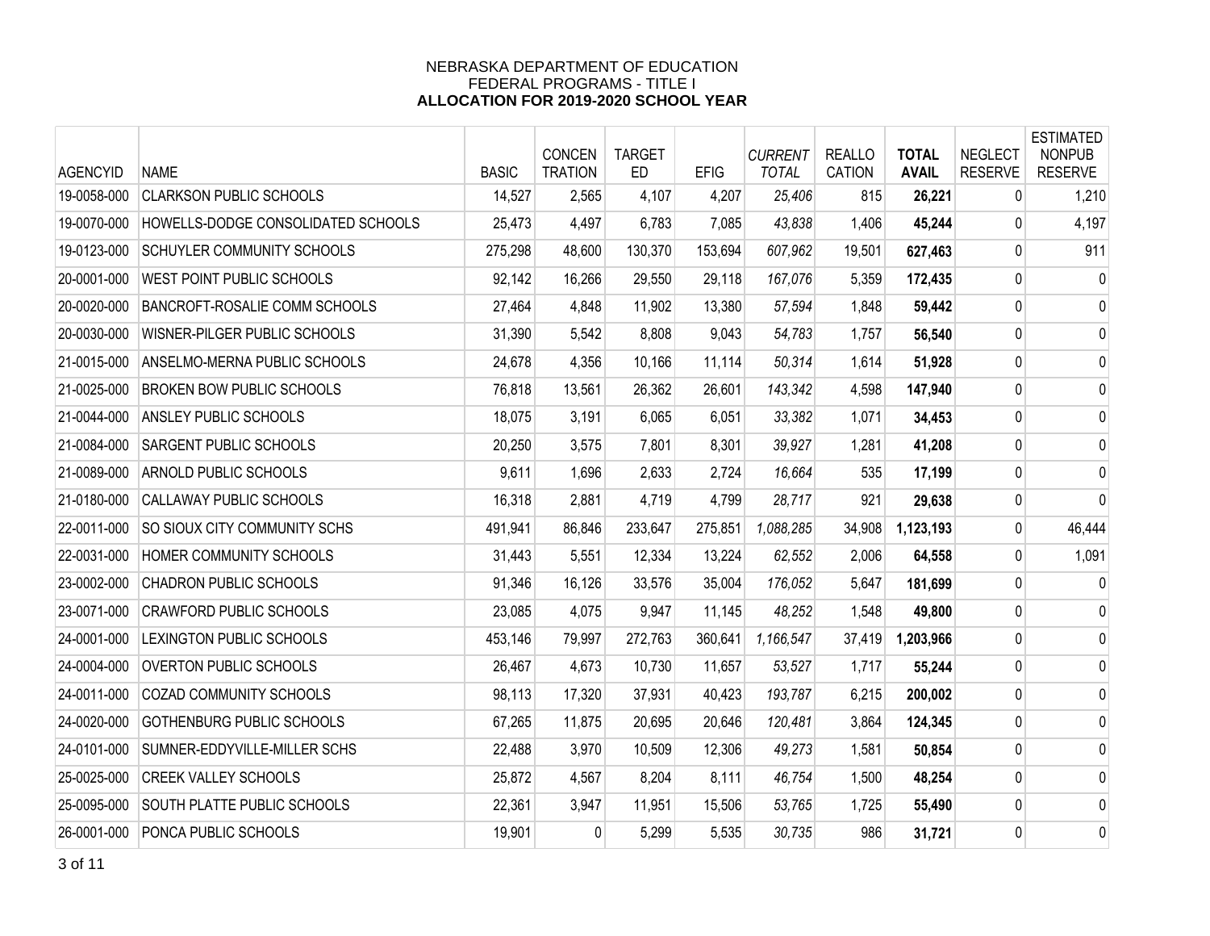NEBRASKA DEPARTMENT OF EDUCATION
FEDERAL PROGRAMS - TITLE I
**ALLOCATION FOR 2019-2020 SCHOOL YEAR**

| AGENCYID | NAME | BASIC | CONCEN TRATION | TARGET ED | EFIG | *CURRENT TOTAL* | REALLO CATION | **TOTAL AVAIL** | NEGLECT RESERVE | ESTIMATED NONPUB RESERVE |
|---|---|---|---|---|---|---|---|---|---|---|
| 19-0058-000 | CLARKSON PUBLIC SCHOOLS | 14,527 | 2,565 | 4,107 | 4,207 | *25,406* | 815 | **26,221** | 0 | 1,210 |
| 19-0070-000 | HOWELLS-DODGE CONSOLIDATED SCHOOLS | 25,473 | 4,497 | 6,783 | 7,085 | *43,838* | 1,406 | **45,244** | 0 | 4,197 |
| 19-0123-000 | SCHUYLER COMMUNITY SCHOOLS | 275,298 | 48,600 | 130,370 | 153,694 | *607,962* | 19,501 | **627,463** | 0 | 911 |
| 20-0001-000 | WEST POINT PUBLIC SCHOOLS | 92,142 | 16,266 | 29,550 | 29,118 | *167,076* | 5,359 | **172,435** | 0 | 0 |
| 20-0020-000 | BANCROFT-ROSALIE COMM SCHOOLS | 27,464 | 4,848 | 11,902 | 13,380 | *57,594* | 1,848 | **59,442** | 0 | 0 |
| 20-0030-000 | WISNER-PILGER PUBLIC SCHOOLS | 31,390 | 5,542 | 8,808 | 9,043 | *54,783* | 1,757 | **56,540** | 0 | 0 |
| 21-0015-000 | ANSELMO-MERNA PUBLIC SCHOOLS | 24,678 | 4,356 | 10,166 | 11,114 | *50,314* | 1,614 | **51,928** | 0 | 0 |
| 21-0025-000 | BROKEN BOW PUBLIC SCHOOLS | 76,818 | 13,561 | 26,362 | 26,601 | *143,342* | 4,598 | **147,940** | 0 | 0 |
| 21-0044-000 | ANSLEY PUBLIC SCHOOLS | 18,075 | 3,191 | 6,065 | 6,051 | *33,382* | 1,071 | **34,453** | 0 | 0 |
| 21-0084-000 | SARGENT PUBLIC SCHOOLS | 20,250 | 3,575 | 7,801 | 8,301 | *39,927* | 1,281 | **41,208** | 0 | 0 |
| 21-0089-000 | ARNOLD PUBLIC SCHOOLS | 9,611 | 1,696 | 2,633 | 2,724 | *16,664* | 535 | **17,199** | 0 | 0 |
| 21-0180-000 | CALLAWAY PUBLIC SCHOOLS | 16,318 | 2,881 | 4,719 | 4,799 | *28,717* | 921 | **29,638** | 0 | 0 |
| 22-0011-000 | SO SIOUX CITY COMMUNITY SCHS | 491,941 | 86,846 | 233,647 | 275,851 | *1,088,285* | 34,908 | **1,123,193** | 0 | 46,444 |
| 22-0031-000 | HOMER COMMUNITY SCHOOLS | 31,443 | 5,551 | 12,334 | 13,224 | *62,552* | 2,006 | **64,558** | 0 | 1,091 |
| 23-0002-000 | CHADRON PUBLIC SCHOOLS | 91,346 | 16,126 | 33,576 | 35,004 | *176,052* | 5,647 | **181,699** | 0 | 0 |
| 23-0071-000 | CRAWFORD PUBLIC SCHOOLS | 23,085 | 4,075 | 9,947 | 11,145 | *48,252* | 1,548 | **49,800** | 0 | 0 |
| 24-0001-000 | LEXINGTON PUBLIC SCHOOLS | 453,146 | 79,997 | 272,763 | 360,641 | *1,166,547* | 37,419 | **1,203,966** | 0 | 0 |
| 24-0004-000 | OVERTON PUBLIC SCHOOLS | 26,467 | 4,673 | 10,730 | 11,657 | *53,527* | 1,717 | **55,244** | 0 | 0 |
| 24-0011-000 | COZAD COMMUNITY SCHOOLS | 98,113 | 17,320 | 37,931 | 40,423 | *193,787* | 6,215 | **200,002** | 0 | 0 |
| 24-0020-000 | GOTHENBURG PUBLIC SCHOOLS | 67,265 | 11,875 | 20,695 | 20,646 | *120,481* | 3,864 | **124,345** | 0 | 0 |
| 24-0101-000 | SUMNER-EDDYVILLE-MILLER SCHS | 22,488 | 3,970 | 10,509 | 12,306 | *49,273* | 1,581 | **50,854** | 0 | 0 |
| 25-0025-000 | CREEK VALLEY SCHOOLS | 25,872 | 4,567 | 8,204 | 8,111 | *46,754* | 1,500 | **48,254** | 0 | 0 |
| 25-0095-000 | SOUTH PLATTE PUBLIC SCHOOLS | 22,361 | 3,947 | 11,951 | 15,506 | *53,765* | 1,725 | **55,490** | 0 | 0 |
| 26-0001-000 | PONCA PUBLIC SCHOOLS | 19,901 | 0 | 5,299 | 5,535 | *30,735* | 986 | **31,721** | 0 | 0 |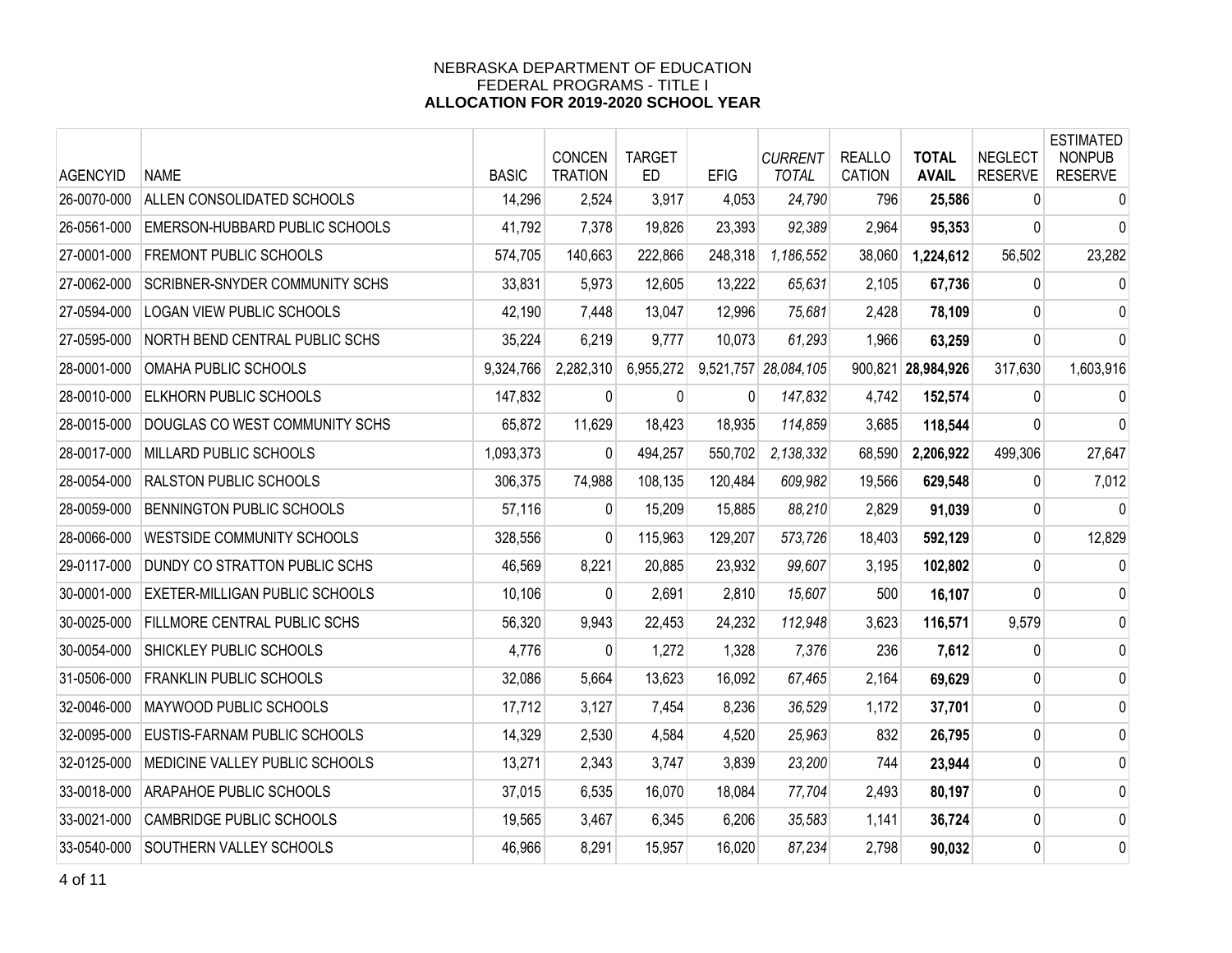NEBRASKA DEPARTMENT OF EDUCATION
FEDERAL PROGRAMS - TITLE I
**ALLOCATION FOR 2019-2020 SCHOOL YEAR**

| AGENCYID | NAME | BASIC | CONCEN TRATION | TARGET ED | EFIG | *CURRENT TOTAL* | REALLO CATION | **TOTAL AVAIL** | NEGLECT RESERVE | ESTIMATED NONPUB RESERVE |
|---|---|---|---|---|---|---|---|---|---|---|
| 26-0070-000 | ALLEN CONSOLIDATED SCHOOLS | 14,296 | 2,524 | 3,917 | 4,053 | *24,790* | 796 | **25,586** | 0 | 0 |
| 26-0561-000 | EMERSON-HUBBARD PUBLIC SCHOOLS | 41,792 | 7,378 | 19,826 | 23,393 | *92,389* | 2,964 | **95,353** | 0 | 0 |
| 27-0001-000 | FREMONT PUBLIC SCHOOLS | 574,705 | 140,663 | 222,866 | 248,318 | *1,186,552* | 38,060 | **1,224,612** | 56,502 | 23,282 |
| 27-0062-000 | SCRIBNER-SNYDER COMMUNITY SCHS | 33,831 | 5,973 | 12,605 | 13,222 | *65,631* | 2,105 | **67,736** | 0 | 0 |
| 27-0594-000 | LOGAN VIEW PUBLIC SCHOOLS | 42,190 | 7,448 | 13,047 | 12,996 | *75,681* | 2,428 | **78,109** | 0 | 0 |
| 27-0595-000 | NORTH BEND CENTRAL PUBLIC SCHS | 35,224 | 6,219 | 9,777 | 10,073 | *61,293* | 1,966 | **63,259** | 0 | 0 |
| 28-0001-000 | OMAHA PUBLIC SCHOOLS | 9,324,766 | 2,282,310 | 6,955,272 | 9,521,757 | *28,084,105* | 900,821 | **28,984,926** | 317,630 | 1,603,916 |
| 28-0010-000 | ELKHORN PUBLIC SCHOOLS | 147,832 | 0 | 0 | 0 | *147,832* | 4,742 | **152,574** | 0 | 0 |
| 28-0015-000 | DOUGLAS CO WEST COMMUNITY SCHS | 65,872 | 11,629 | 18,423 | 18,935 | *114,859* | 3,685 | **118,544** | 0 | 0 |
| 28-0017-000 | MILLARD PUBLIC SCHOOLS | 1,093,373 | 0 | 494,257 | 550,702 | *2,138,332* | 68,590 | **2,206,922** | 499,306 | 27,647 |
| 28-0054-000 | RALSTON PUBLIC SCHOOLS | 306,375 | 74,988 | 108,135 | 120,484 | *609,982* | 19,566 | **629,548** | 0 | 7,012 |
| 28-0059-000 | BENNINGTON PUBLIC SCHOOLS | 57,116 | 0 | 15,209 | 15,885 | *88,210* | 2,829 | **91,039** | 0 | 0 |
| 28-0066-000 | WESTSIDE COMMUNITY SCHOOLS | 328,556 | 0 | 115,963 | 129,207 | *573,726* | 18,403 | **592,129** | 0 | 12,829 |
| 29-0117-000 | DUNDY CO STRATTON PUBLIC SCHS | 46,569 | 8,221 | 20,885 | 23,932 | *99,607* | 3,195 | **102,802** | 0 | 0 |
| 30-0001-000 | EXETER-MILLIGAN PUBLIC SCHOOLS | 10,106 | 0 | 2,691 | 2,810 | *15,607* | 500 | **16,107** | 0 | 0 |
| 30-0025-000 | FILLMORE CENTRAL PUBLIC SCHS | 56,320 | 9,943 | 22,453 | 24,232 | *112,948* | 3,623 | **116,571** | 9,579 | 0 |
| 30-0054-000 | SHICKLEY PUBLIC SCHOOLS | 4,776 | 0 | 1,272 | 1,328 | *7,376* | 236 | **7,612** | 0 | 0 |
| 31-0506-000 | FRANKLIN PUBLIC SCHOOLS | 32,086 | 5,664 | 13,623 | 16,092 | *67,465* | 2,164 | **69,629** | 0 | 0 |
| 32-0046-000 | MAYWOOD PUBLIC SCHOOLS | 17,712 | 3,127 | 7,454 | 8,236 | *36,529* | 1,172 | **37,701** | 0 | 0 |
| 32-0095-000 | EUSTIS-FARNAM PUBLIC SCHOOLS | 14,329 | 2,530 | 4,584 | 4,520 | *25,963* | 832 | **26,795** | 0 | 0 |
| 32-0125-000 | MEDICINE VALLEY PUBLIC SCHOOLS | 13,271 | 2,343 | 3,747 | 3,839 | *23,200* | 744 | **23,944** | 0 | 0 |
| 33-0018-000 | ARAPAHOE PUBLIC SCHOOLS | 37,015 | 6,535 | 16,070 | 18,084 | *77,704* | 2,493 | **80,197** | 0 | 0 |
| 33-0021-000 | CAMBRIDGE PUBLIC SCHOOLS | 19,565 | 3,467 | 6,345 | 6,206 | *35,583* | 1,141 | **36,724** | 0 | 0 |
| 33-0540-000 | SOUTHERN VALLEY SCHOOLS | 46,966 | 8,291 | 15,957 | 16,020 | *87,234* | 2,798 | **90,032** | 0 | 0 |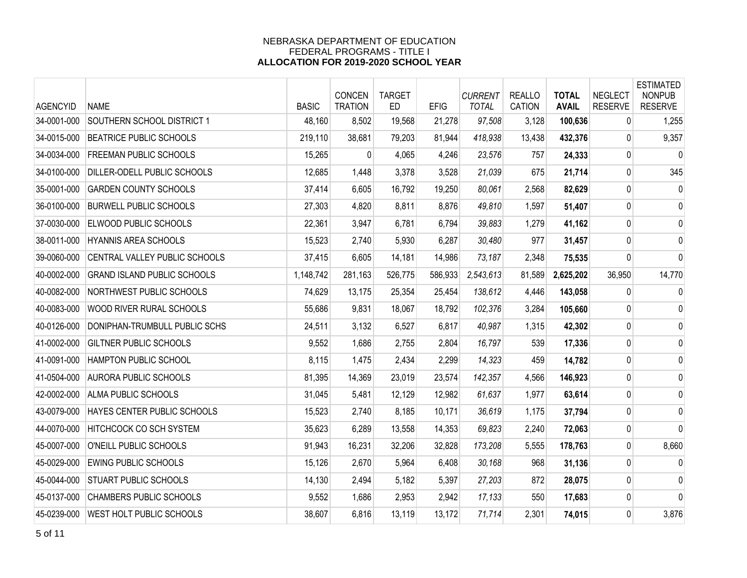NEBRASKA DEPARTMENT OF EDUCATION
FEDERAL PROGRAMS - TITLE I
**ALLOCATION FOR 2019-2020 SCHOOL YEAR**

| AGENCYID | NAME | BASIC | CONCEN TRATION | TARGET ED | EFIG | *CURRENT TOTAL* | REALLO CATION | **TOTAL AVAIL** | NEGLECT RESERVE | ESTIMATED NONPUB RESERVE |
|---|---|---|---|---|---|---|---|---|---|---|
| 34-0001-000 | SOUTHERN SCHOOL DISTRICT 1 | 48,160 | 8,502 | 19,568 | 21,278 | *97,508* | 3,128 | **100,636** | 0 | 1,255 |
| 34-0015-000 | BEATRICE PUBLIC SCHOOLS | 219,110 | 38,681 | 79,203 | 81,944 | *418,938* | 13,438 | **432,376** | 0 | 9,357 |
| 34-0034-000 | FREEMAN PUBLIC SCHOOLS | 15,265 | 0 | 4,065 | 4,246 | *23,576* | 757 | **24,333** | 0 | 0 |
| 34-0100-000 | DILLER-ODELL PUBLIC SCHOOLS | 12,685 | 1,448 | 3,378 | 3,528 | *21,039* | 675 | **21,714** | 0 | 345 |
| 35-0001-000 | GARDEN COUNTY SCHOOLS | 37,414 | 6,605 | 16,792 | 19,250 | *80,061* | 2,568 | **82,629** | 0 | 0 |
| 36-0100-000 | BURWELL PUBLIC SCHOOLS | 27,303 | 4,820 | 8,811 | 8,876 | *49,810* | 1,597 | **51,407** | 0 | 0 |
| 37-0030-000 | ELWOOD PUBLIC SCHOOLS | 22,361 | 3,947 | 6,781 | 6,794 | *39,883* | 1,279 | **41,162** | 0 | 0 |
| 38-0011-000 | HYANNIS AREA SCHOOLS | 15,523 | 2,740 | 5,930 | 6,287 | *30,480* | 977 | **31,457** | 0 | 0 |
| 39-0060-000 | CENTRAL VALLEY PUBLIC SCHOOLS | 37,415 | 6,605 | 14,181 | 14,986 | *73,187* | 2,348 | **75,535** | 0 | 0 |
| 40-0002-000 | GRAND ISLAND PUBLIC SCHOOLS | 1,148,742 | 281,163 | 526,775 | 586,933 | *2,543,613* | 81,589 | **2,625,202** | 36,950 | 14,770 |
| 40-0082-000 | NORTHWEST PUBLIC SCHOOLS | 74,629 | 13,175 | 25,354 | 25,454 | *138,612* | 4,446 | **143,058** | 0 | 0 |
| 40-0083-000 | WOOD RIVER RURAL SCHOOLS | 55,686 | 9,831 | 18,067 | 18,792 | *102,376* | 3,284 | **105,660** | 0 | 0 |
| 40-0126-000 | DONIPHAN-TRUMBULL PUBLIC SCHS | 24,511 | 3,132 | 6,527 | 6,817 | *40,987* | 1,315 | **42,302** | 0 | 0 |
| 41-0002-000 | GILTNER PUBLIC SCHOOLS | 9,552 | 1,686 | 2,755 | 2,804 | *16,797* | 539 | **17,336** | 0 | 0 |
| 41-0091-000 | HAMPTON PUBLIC SCHOOL | 8,115 | 1,475 | 2,434 | 2,299 | *14,323* | 459 | **14,782** | 0 | 0 |
| 41-0504-000 | AURORA PUBLIC SCHOOLS | 81,395 | 14,369 | 23,019 | 23,574 | *142,357* | 4,566 | **146,923** | 0 | 0 |
| 42-0002-000 | ALMA PUBLIC SCHOOLS | 31,045 | 5,481 | 12,129 | 12,982 | *61,637* | 1,977 | **63,614** | 0 | 0 |
| 43-0079-000 | HAYES CENTER PUBLIC SCHOOLS | 15,523 | 2,740 | 8,185 | 10,171 | *36,619* | 1,175 | **37,794** | 0 | 0 |
| 44-0070-000 | HITCHCOCK CO SCH SYSTEM | 35,623 | 6,289 | 13,558 | 14,353 | *69,823* | 2,240 | **72,063** | 0 | 0 |
| 45-0007-000 | O'NEILL PUBLIC SCHOOLS | 91,943 | 16,231 | 32,206 | 32,828 | *173,208* | 5,555 | **178,763** | 0 | 8,660 |
| 45-0029-000 | EWING PUBLIC SCHOOLS | 15,126 | 2,670 | 5,964 | 6,408 | *30,168* | 968 | **31,136** | 0 | 0 |
| 45-0044-000 | STUART PUBLIC SCHOOLS | 14,130 | 2,494 | 5,182 | 5,397 | *27,203* | 872 | **28,075** | 0 | 0 |
| 45-0137-000 | CHAMBERS PUBLIC SCHOOLS | 9,552 | 1,686 | 2,953 | 2,942 | *17,133* | 550 | **17,683** | 0 | 0 |
| 45-0239-000 | WEST HOLT PUBLIC SCHOOLS | 38,607 | 6,816 | 13,119 | 13,172 | *71,714* | 2,301 | **74,015** | 0 | 3,876 |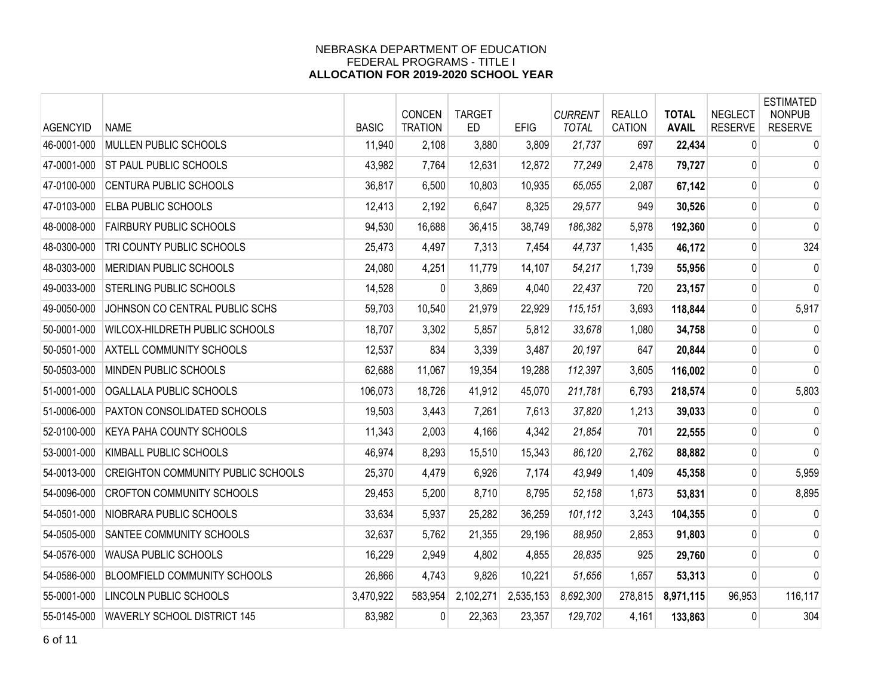NEBRASKA DEPARTMENT OF EDUCATION
FEDERAL PROGRAMS - TITLE I
**ALLOCATION FOR 2019-2020 SCHOOL YEAR**

| AGENCYID | NAME | BASIC | CONCEN TRATION | TARGET ED | EFIG | *CURRENT TOTAL* | REALLO CATION | **TOTAL AVAIL** | NEGLECT RESERVE | ESTIMATED NONPUB RESERVE |
|---|---|---|---|---|---|---|---|---|---|---|
| 46-0001-000 | MULLEN PUBLIC SCHOOLS | 11,940 | 2,108 | 3,880 | 3,809 | *21,737* | 697 | **22,434** | 0 | 0 |
| 47-0001-000 | ST PAUL PUBLIC SCHOOLS | 43,982 | 7,764 | 12,631 | 12,872 | *77,249* | 2,478 | **79,727** | 0 | 0 |
| 47-0100-000 | CENTURA PUBLIC SCHOOLS | 36,817 | 6,500 | 10,803 | 10,935 | *65,055* | 2,087 | **67,142** | 0 | 0 |
| 47-0103-000 | ELBA PUBLIC SCHOOLS | 12,413 | 2,192 | 6,647 | 8,325 | *29,577* | 949 | **30,526** | 0 | 0 |
| 48-0008-000 | FAIRBURY PUBLIC SCHOOLS | 94,530 | 16,688 | 36,415 | 38,749 | *186,382* | 5,978 | **192,360** | 0 | 0 |
| 48-0300-000 | TRI COUNTY PUBLIC SCHOOLS | 25,473 | 4,497 | 7,313 | 7,454 | *44,737* | 1,435 | **46,172** | 0 | 324 |
| 48-0303-000 | MERIDIAN PUBLIC SCHOOLS | 24,080 | 4,251 | 11,779 | 14,107 | *54,217* | 1,739 | **55,956** | 0 | 0 |
| 49-0033-000 | STERLING PUBLIC SCHOOLS | 14,528 | 0 | 3,869 | 4,040 | *22,437* | 720 | **23,157** | 0 | 0 |
| 49-0050-000 | JOHNSON CO CENTRAL PUBLIC SCHS | 59,703 | 10,540 | 21,979 | 22,929 | *115,151* | 3,693 | **118,844** | 0 | 5,917 |
| 50-0001-000 | WILCOX-HILDRETH PUBLIC SCHOOLS | 18,707 | 3,302 | 5,857 | 5,812 | *33,678* | 1,080 | **34,758** | 0 | 0 |
| 50-0501-000 | AXTELL COMMUNITY SCHOOLS | 12,537 | 834 | 3,339 | 3,487 | *20,197* | 647 | **20,844** | 0 | 0 |
| 50-0503-000 | MINDEN PUBLIC SCHOOLS | 62,688 | 11,067 | 19,354 | 19,288 | *112,397* | 3,605 | **116,002** | 0 | 0 |
| 51-0001-000 | OGALLALA PUBLIC SCHOOLS | 106,073 | 18,726 | 41,912 | 45,070 | *211,781* | 6,793 | **218,574** | 0 | 5,803 |
| 51-0006-000 | PAXTON CONSOLIDATED SCHOOLS | 19,503 | 3,443 | 7,261 | 7,613 | *37,820* | 1,213 | **39,033** | 0 | 0 |
| 52-0100-000 | KEYA PAHA COUNTY SCHOOLS | 11,343 | 2,003 | 4,166 | 4,342 | *21,854* | 701 | **22,555** | 0 | 0 |
| 53-0001-000 | KIMBALL PUBLIC SCHOOLS | 46,974 | 8,293 | 15,510 | 15,343 | *86,120* | 2,762 | **88,882** | 0 | 0 |
| 54-0013-000 | CREIGHTON COMMUNITY PUBLIC SCHOOLS | 25,370 | 4,479 | 6,926 | 7,174 | *43,949* | 1,409 | **45,358** | 0 | 5,959 |
| 54-0096-000 | CROFTON COMMUNITY SCHOOLS | 29,453 | 5,200 | 8,710 | 8,795 | *52,158* | 1,673 | **53,831** | 0 | 8,895 |
| 54-0501-000 | NIOBRARA PUBLIC SCHOOLS | 33,634 | 5,937 | 25,282 | 36,259 | *101,112* | 3,243 | **104,355** | 0 | 0 |
| 54-0505-000 | SANTEE COMMUNITY SCHOOLS | 32,637 | 5,762 | 21,355 | 29,196 | *88,950* | 2,853 | **91,803** | 0 | 0 |
| 54-0576-000 | WAUSA PUBLIC SCHOOLS | 16,229 | 2,949 | 4,802 | 4,855 | *28,835* | 925 | **29,760** | 0 | 0 |
| 54-0586-000 | BLOOMFIELD COMMUNITY SCHOOLS | 26,866 | 4,743 | 9,826 | 10,221 | *51,656* | 1,657 | **53,313** | 0 | 0 |
| 55-0001-000 | LINCOLN PUBLIC SCHOOLS | 3,470,922 | 583,954 | 2,102,271 | 2,535,153 | *8,692,300* | 278,815 | **8,971,115** | 96,953 | 116,117 |
| 55-0145-000 | WAVERLY SCHOOL DISTRICT 145 | 83,982 | 0 | 22,363 | 23,357 | *129,702* | 4,161 | **133,863** | 0 | 304 |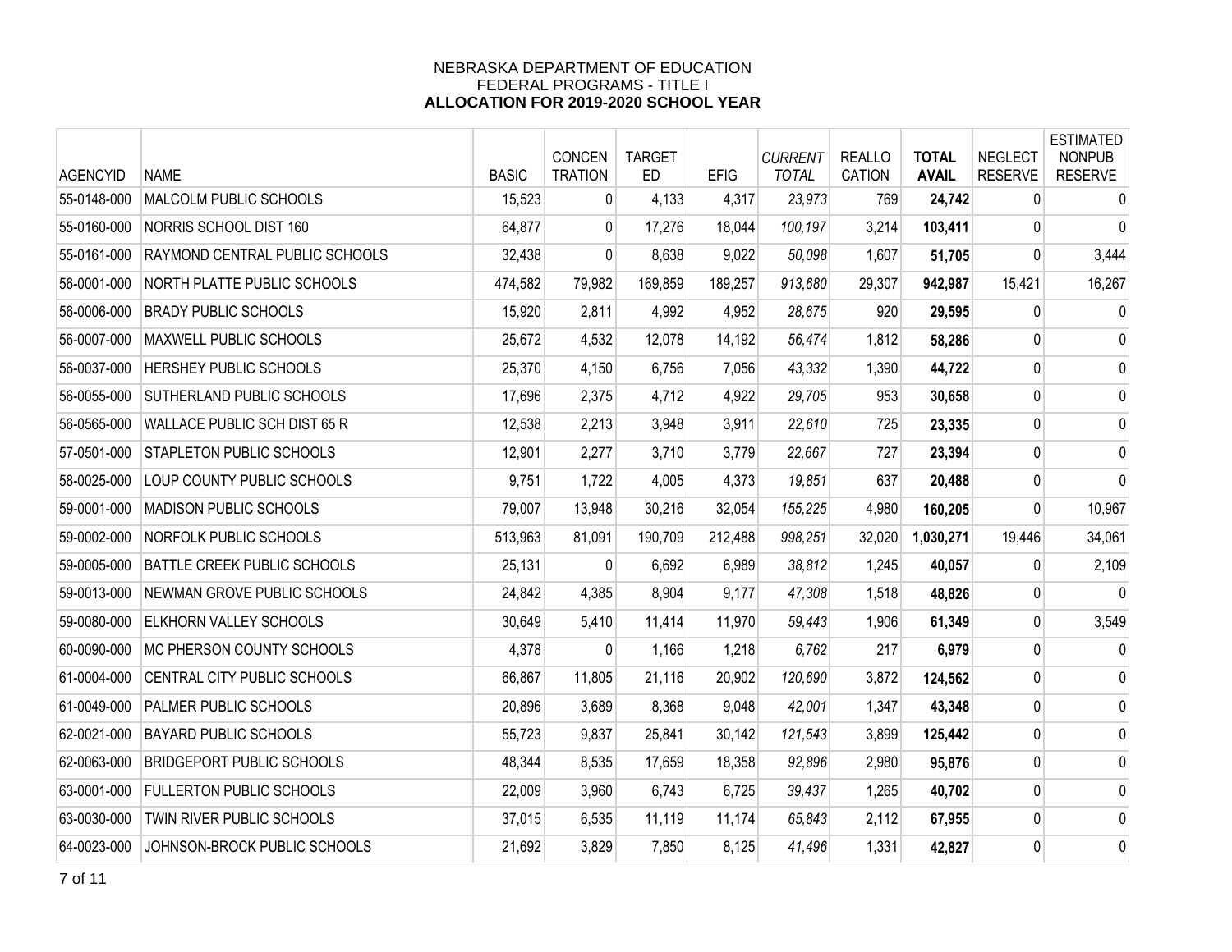NEBRASKA DEPARTMENT OF EDUCATION
FEDERAL PROGRAMS - TITLE I
**ALLOCATION FOR 2019-2020 SCHOOL YEAR**

| AGENCYID | NAME | BASIC | CONCEN TRATION | TARGET ED | EFIG | *CURRENT TOTAL* | REALLO CATION | **TOTAL AVAIL** | NEGLECT RESERVE | ESTIMATED NONPUB RESERVE |
|---|---|---|---|---|---|---|---|---|---|---|
| 55-0148-000 | MALCOLM PUBLIC SCHOOLS | 15,523 | 0 | 4,133 | 4,317 | *23,973* | 769 | **24,742** | 0 | 0 |
| 55-0160-000 | NORRIS SCHOOL DIST 160 | 64,877 | 0 | 17,276 | 18,044 | *100,197* | 3,214 | **103,411** | 0 | 0 |
| 55-0161-000 | RAYMOND CENTRAL PUBLIC SCHOOLS | 32,438 | 0 | 8,638 | 9,022 | *50,098* | 1,607 | **51,705** | 0 | 3,444 |
| 56-0001-000 | NORTH PLATTE PUBLIC SCHOOLS | 474,582 | 79,982 | 169,859 | 189,257 | *913,680* | 29,307 | **942,987** | 15,421 | 16,267 |
| 56-0006-000 | BRADY PUBLIC SCHOOLS | 15,920 | 2,811 | 4,992 | 4,952 | *28,675* | 920 | **29,595** | 0 | 0 |
| 56-0007-000 | MAXWELL PUBLIC SCHOOLS | 25,672 | 4,532 | 12,078 | 14,192 | *56,474* | 1,812 | **58,286** | 0 | 0 |
| 56-0037-000 | HERSHEY PUBLIC SCHOOLS | 25,370 | 4,150 | 6,756 | 7,056 | *43,332* | 1,390 | **44,722** | 0 | 0 |
| 56-0055-000 | SUTHERLAND PUBLIC SCHOOLS | 17,696 | 2,375 | 4,712 | 4,922 | *29,705* | 953 | **30,658** | 0 | 0 |
| 56-0565-000 | WALLACE PUBLIC SCH DIST 65 R | 12,538 | 2,213 | 3,948 | 3,911 | *22,610* | 725 | **23,335** | 0 | 0 |
| 57-0501-000 | STAPLETON PUBLIC SCHOOLS | 12,901 | 2,277 | 3,710 | 3,779 | *22,667* | 727 | **23,394** | 0 | 0 |
| 58-0025-000 | LOUP COUNTY PUBLIC SCHOOLS | 9,751 | 1,722 | 4,005 | 4,373 | *19,851* | 637 | **20,488** | 0 | 0 |
| 59-0001-000 | MADISON PUBLIC SCHOOLS | 79,007 | 13,948 | 30,216 | 32,054 | *155,225* | 4,980 | **160,205** | 0 | 10,967 |
| 59-0002-000 | NORFOLK PUBLIC SCHOOLS | 513,963 | 81,091 | 190,709 | 212,488 | *998,251* | 32,020 | **1,030,271** | 19,446 | 34,061 |
| 59-0005-000 | BATTLE CREEK PUBLIC SCHOOLS | 25,131 | 0 | 6,692 | 6,989 | *38,812* | 1,245 | **40,057** | 0 | 2,109 |
| 59-0013-000 | NEWMAN GROVE PUBLIC SCHOOLS | 24,842 | 4,385 | 8,904 | 9,177 | *47,308* | 1,518 | **48,826** | 0 | 0 |
| 59-0080-000 | ELKHORN VALLEY SCHOOLS | 30,649 | 5,410 | 11,414 | 11,970 | *59,443* | 1,906 | **61,349** | 0 | 3,549 |
| 60-0090-000 | MC PHERSON COUNTY SCHOOLS | 4,378 | 0 | 1,166 | 1,218 | *6,762* | 217 | **6,979** | 0 | 0 |
| 61-0004-000 | CENTRAL CITY PUBLIC SCHOOLS | 66,867 | 11,805 | 21,116 | 20,902 | *120,690* | 3,872 | **124,562** | 0 | 0 |
| 61-0049-000 | PALMER PUBLIC SCHOOLS | 20,896 | 3,689 | 8,368 | 9,048 | *42,001* | 1,347 | **43,348** | 0 | 0 |
| 62-0021-000 | BAYARD PUBLIC SCHOOLS | 55,723 | 9,837 | 25,841 | 30,142 | *121,543* | 3,899 | **125,442** | 0 | 0 |
| 62-0063-000 | BRIDGEPORT PUBLIC SCHOOLS | 48,344 | 8,535 | 17,659 | 18,358 | *92,896* | 2,980 | **95,876** | 0 | 0 |
| 63-0001-000 | FULLERTON PUBLIC SCHOOLS | 22,009 | 3,960 | 6,743 | 6,725 | *39,437* | 1,265 | **40,702** | 0 | 0 |
| 63-0030-000 | TWIN RIVER PUBLIC SCHOOLS | 37,015 | 6,535 | 11,119 | 11,174 | *65,843* | 2,112 | **67,955** | 0 | 0 |
| 64-0023-000 | JOHNSON-BROCK PUBLIC SCHOOLS | 21,692 | 3,829 | 7,850 | 8,125 | *41,496* | 1,331 | **42,827** | 0 | 0 |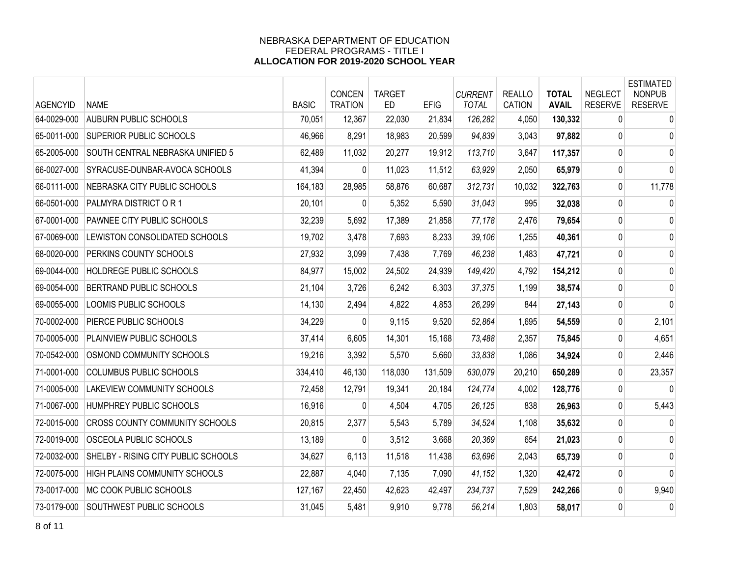NEBRASKA DEPARTMENT OF EDUCATION
FEDERAL PROGRAMS - TITLE I
**ALLOCATION FOR 2019-2020 SCHOOL YEAR**

| AGENCYID | NAME | BASIC | CONCEN TRATION | TARGET ED | EFIG | *CURRENT TOTAL* | REALLO CATION | **TOTAL AVAIL** | NEGLECT RESERVE | ESTIMATED NONPUB RESERVE |
|---|---|---|---|---|---|---|---|---|---|---|
| 64-0029-000 | AUBURN PUBLIC SCHOOLS | 70,051 | 12,367 | 22,030 | 21,834 | *126,282* | 4,050 | **130,332** | 0 | 0 |
| 65-0011-000 | SUPERIOR PUBLIC SCHOOLS | 46,966 | 8,291 | 18,983 | 20,599 | *94,839* | 3,043 | **97,882** | 0 | 0 |
| 65-2005-000 | SOUTH CENTRAL NEBRASKA UNIFIED 5 | 62,489 | 11,032 | 20,277 | 19,912 | *113,710* | 3,647 | **117,357** | 0 | 0 |
| 66-0027-000 | SYRACUSE-DUNBAR-AVOCA SCHOOLS | 41,394 | 0 | 11,023 | 11,512 | *63,929* | 2,050 | **65,979** | 0 | 0 |
| 66-0111-000 | NEBRASKA CITY PUBLIC SCHOOLS | 164,183 | 28,985 | 58,876 | 60,687 | *312,731* | 10,032 | **322,763** | 0 | 11,778 |
| 66-0501-000 | PALMYRA DISTRICT O R 1 | 20,101 | 0 | 5,352 | 5,590 | *31,043* | 995 | **32,038** | 0 | 0 |
| 67-0001-000 | PAWNEE CITY PUBLIC SCHOOLS | 32,239 | 5,692 | 17,389 | 21,858 | *77,178* | 2,476 | **79,654** | 0 | 0 |
| 67-0069-000 | LEWISTON CONSOLIDATED SCHOOLS | 19,702 | 3,478 | 7,693 | 8,233 | *39,106* | 1,255 | **40,361** | 0 | 0 |
| 68-0020-000 | PERKINS COUNTY SCHOOLS | 27,932 | 3,099 | 7,438 | 7,769 | *46,238* | 1,483 | **47,721** | 0 | 0 |
| 69-0044-000 | HOLDREGE PUBLIC SCHOOLS | 84,977 | 15,002 | 24,502 | 24,939 | *149,420* | 4,792 | **154,212** | 0 | 0 |
| 69-0054-000 | BERTRAND PUBLIC SCHOOLS | 21,104 | 3,726 | 6,242 | 6,303 | *37,375* | 1,199 | **38,574** | 0 | 0 |
| 69-0055-000 | LOOMIS PUBLIC SCHOOLS | 14,130 | 2,494 | 4,822 | 4,853 | *26,299* | 844 | **27,143** | 0 | 0 |
| 70-0002-000 | PIERCE PUBLIC SCHOOLS | 34,229 | 0 | 9,115 | 9,520 | *52,864* | 1,695 | **54,559** | 0 | 2,101 |
| 70-0005-000 | PLAINVIEW PUBLIC SCHOOLS | 37,414 | 6,605 | 14,301 | 15,168 | *73,488* | 2,357 | **75,845** | 0 | 4,651 |
| 70-0542-000 | OSMOND COMMUNITY SCHOOLS | 19,216 | 3,392 | 5,570 | 5,660 | *33,838* | 1,086 | **34,924** | 0 | 2,446 |
| 71-0001-000 | COLUMBUS PUBLIC SCHOOLS | 334,410 | 46,130 | 118,030 | 131,509 | *630,079* | 20,210 | **650,289** | 0 | 23,357 |
| 71-0005-000 | LAKEVIEW COMMUNITY SCHOOLS | 72,458 | 12,791 | 19,341 | 20,184 | *124,774* | 4,002 | **128,776** | 0 | 0 |
| 71-0067-000 | HUMPHREY PUBLIC SCHOOLS | 16,916 | 0 | 4,504 | 4,705 | *26,125* | 838 | **26,963** | 0 | 5,443 |
| 72-0015-000 | CROSS COUNTY COMMUNITY SCHOOLS | 20,815 | 2,377 | 5,543 | 5,789 | *34,524* | 1,108 | **35,632** | 0 | 0 |
| 72-0019-000 | OSCEOLA PUBLIC SCHOOLS | 13,189 | 0 | 3,512 | 3,668 | *20,369* | 654 | **21,023** | 0 | 0 |
| 72-0032-000 | SHELBY - RISING CITY PUBLIC SCHOOLS | 34,627 | 6,113 | 11,518 | 11,438 | *63,696* | 2,043 | **65,739** | 0 | 0 |
| 72-0075-000 | HIGH PLAINS COMMUNITY SCHOOLS | 22,887 | 4,040 | 7,135 | 7,090 | *41,152* | 1,320 | **42,472** | 0 | 0 |
| 73-0017-000 | MC COOK PUBLIC SCHOOLS | 127,167 | 22,450 | 42,623 | 42,497 | *234,737* | 7,529 | **242,266** | 0 | 9,940 |
| 73-0179-000 | SOUTHWEST PUBLIC SCHOOLS | 31,045 | 5,481 | 9,910 | 9,778 | *56,214* | 1,803 | **58,017** | 0 | 0 |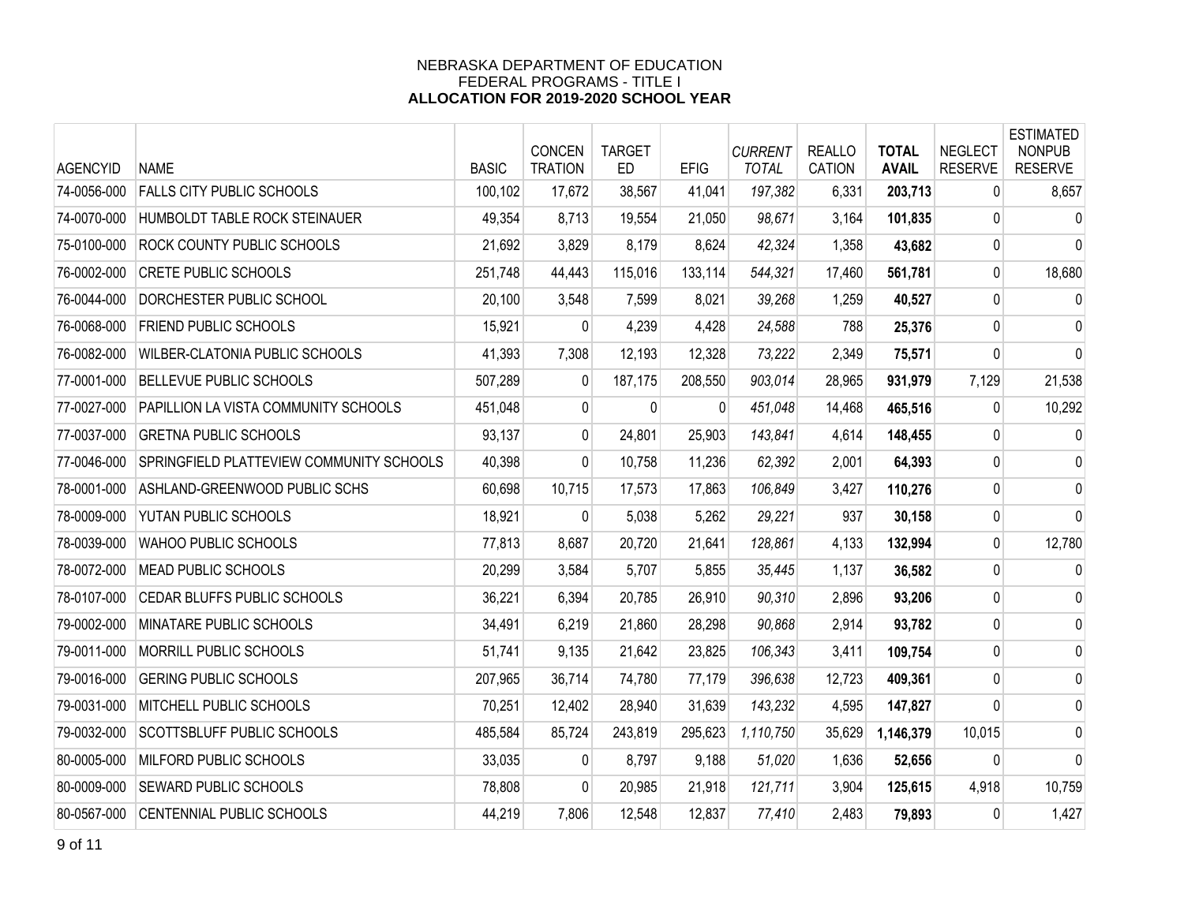NEBRASKA DEPARTMENT OF EDUCATION
FEDERAL PROGRAMS - TITLE I
**ALLOCATION FOR 2019-2020 SCHOOL YEAR**

| AGENCYID | NAME | BASIC | CONCEN TRATION | TARGET ED | EFIG | *CURRENT TOTAL* | REALLO CATION | **TOTAL AVAIL** | NEGLECT RESERVE | ESTIMATED NONPUB RESERVE |
|---|---|---|---|---|---|---|---|---|---|---|
| 74-0056-000 | FALLS CITY PUBLIC SCHOOLS | 100,102 | 17,672 | 38,567 | 41,041 | *197,382* | 6,331 | **203,713** | 0 | 8,657 |
| 74-0070-000 | HUMBOLDT TABLE ROCK STEINAUER | 49,354 | 8,713 | 19,554 | 21,050 | *98,671* | 3,164 | **101,835** | 0 | 0 |
| 75-0100-000 | ROCK COUNTY PUBLIC SCHOOLS | 21,692 | 3,829 | 8,179 | 8,624 | *42,324* | 1,358 | **43,682** | 0 | 0 |
| 76-0002-000 | CRETE PUBLIC SCHOOLS | 251,748 | 44,443 | 115,016 | 133,114 | *544,321* | 17,460 | **561,781** | 0 | 18,680 |
| 76-0044-000 | DORCHESTER PUBLIC SCHOOL | 20,100 | 3,548 | 7,599 | 8,021 | *39,268* | 1,259 | **40,527** | 0 | 0 |
| 76-0068-000 | FRIEND PUBLIC SCHOOLS | 15,921 | 0 | 4,239 | 4,428 | *24,588* | 788 | **25,376** | 0 | 0 |
| 76-0082-000 | WILBER-CLATONIA PUBLIC SCHOOLS | 41,393 | 7,308 | 12,193 | 12,328 | *73,222* | 2,349 | **75,571** | 0 | 0 |
| 77-0001-000 | BELLEVUE PUBLIC SCHOOLS | 507,289 | 0 | 187,175 | 208,550 | *903,014* | 28,965 | **931,979** | 7,129 | 21,538 |
| 77-0027-000 | PAPILLION LA VISTA COMMUNITY SCHOOLS | 451,048 | 0 | 0 | 0 | *451,048* | 14,468 | **465,516** | 0 | 10,292 |
| 77-0037-000 | GRETNA PUBLIC SCHOOLS | 93,137 | 0 | 24,801 | 25,903 | *143,841* | 4,614 | **148,455** | 0 | 0 |
| 77-0046-000 | SPRINGFIELD PLATTEVIEW COMMUNITY SCHOOLS | 40,398 | 0 | 10,758 | 11,236 | *62,392* | 2,001 | **64,393** | 0 | 0 |
| 78-0001-000 | ASHLAND-GREENWOOD PUBLIC SCHS | 60,698 | 10,715 | 17,573 | 17,863 | *106,849* | 3,427 | **110,276** | 0 | 0 |
| 78-0009-000 | YUTAN PUBLIC SCHOOLS | 18,921 | 0 | 5,038 | 5,262 | *29,221* | 937 | **30,158** | 0 | 0 |
| 78-0039-000 | WAHOO PUBLIC SCHOOLS | 77,813 | 8,687 | 20,720 | 21,641 | *128,861* | 4,133 | **132,994** | 0 | 12,780 |
| 78-0072-000 | MEAD PUBLIC SCHOOLS | 20,299 | 3,584 | 5,707 | 5,855 | *35,445* | 1,137 | **36,582** | 0 | 0 |
| 78-0107-000 | CEDAR BLUFFS PUBLIC SCHOOLS | 36,221 | 6,394 | 20,785 | 26,910 | *90,310* | 2,896 | **93,206** | 0 | 0 |
| 79-0002-000 | MINATARE PUBLIC SCHOOLS | 34,491 | 6,219 | 21,860 | 28,298 | *90,868* | 2,914 | **93,782** | 0 | 0 |
| 79-0011-000 | MORRILL PUBLIC SCHOOLS | 51,741 | 9,135 | 21,642 | 23,825 | *106,343* | 3,411 | **109,754** | 0 | 0 |
| 79-0016-000 | GERING PUBLIC SCHOOLS | 207,965 | 36,714 | 74,780 | 77,179 | *396,638* | 12,723 | **409,361** | 0 | 0 |
| 79-0031-000 | MITCHELL PUBLIC SCHOOLS | 70,251 | 12,402 | 28,940 | 31,639 | *143,232* | 4,595 | **147,827** | 0 | 0 |
| 79-0032-000 | SCOTTSBLUFF PUBLIC SCHOOLS | 485,584 | 85,724 | 243,819 | 295,623 | *1,110,750* | 35,629 | **1,146,379** | 10,015 | 0 |
| 80-0005-000 | MILFORD PUBLIC SCHOOLS | 33,035 | 0 | 8,797 | 9,188 | *51,020* | 1,636 | **52,656** | 0 | 0 |
| 80-0009-000 | SEWARD PUBLIC SCHOOLS | 78,808 | 0 | 20,985 | 21,918 | *121,711* | 3,904 | **125,615** | 4,918 | 10,759 |
| 80-0567-000 | CENTENNIAL PUBLIC SCHOOLS | 44,219 | 7,806 | 12,548 | 12,837 | *77,410* | 2,483 | **79,893** | 0 | 1,427 |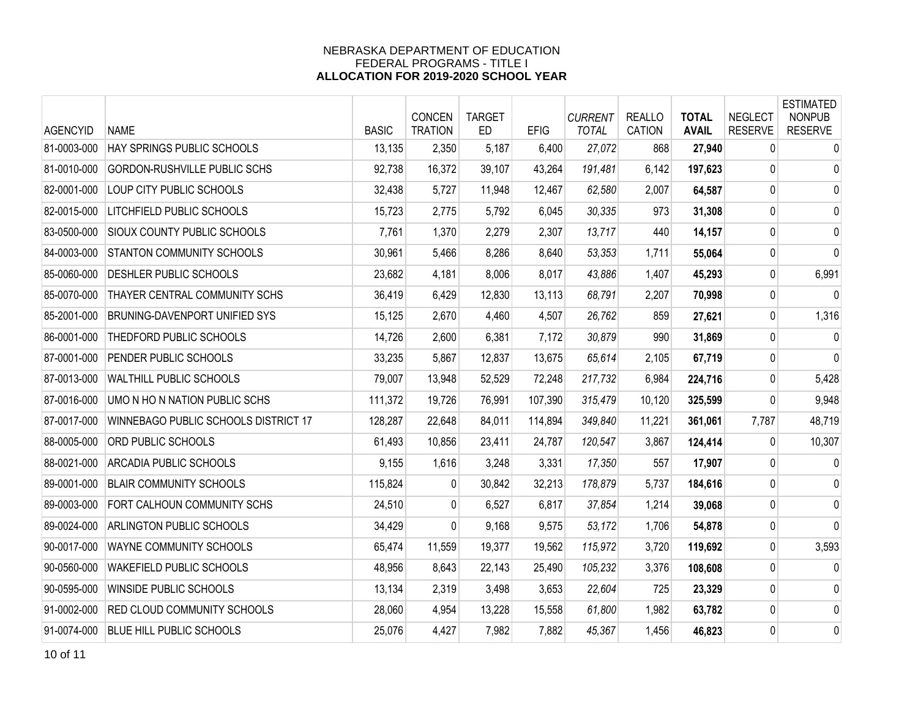NEBRASKA DEPARTMENT OF EDUCATION
FEDERAL PROGRAMS - TITLE I
**ALLOCATION FOR 2019-2020 SCHOOL YEAR**

| AGENCYID | NAME | BASIC | CONCEN TRATION | TARGET ED | EFIG | *CURRENT TOTAL* | REALLO CATION | **TOTAL AVAIL** | NEGLECT RESERVE | ESTIMATED NONPUB RESERVE |
|---|---|---|---|---|---|---|---|---|---|---|
| 81-0003-000 | HAY SPRINGS PUBLIC SCHOOLS | 13,135 | 2,350 | 5,187 | 6,400 | *27,072* | 868 | **27,940** | 0 | 0 |
| 81-0010-000 | GORDON-RUSHVILLE PUBLIC SCHS | 92,738 | 16,372 | 39,107 | 43,264 | *191,481* | 6,142 | **197,623** | 0 | 0 |
| 82-0001-000 | LOUP CITY PUBLIC SCHOOLS | 32,438 | 5,727 | 11,948 | 12,467 | *62,580* | 2,007 | **64,587** | 0 | 0 |
| 82-0015-000 | LITCHFIELD PUBLIC SCHOOLS | 15,723 | 2,775 | 5,792 | 6,045 | *30,335* | 973 | **31,308** | 0 | 0 |
| 83-0500-000 | SIOUX COUNTY PUBLIC SCHOOLS | 7,761 | 1,370 | 2,279 | 2,307 | *13,717* | 440 | **14,157** | 0 | 0 |
| 84-0003-000 | STANTON COMMUNITY SCHOOLS | 30,961 | 5,466 | 8,286 | 8,640 | *53,353* | 1,711 | **55,064** | 0 | 0 |
| 85-0060-000 | DESHLER PUBLIC SCHOOLS | 23,682 | 4,181 | 8,006 | 8,017 | *43,886* | 1,407 | **45,293** | 0 | 6,991 |
| 85-0070-000 | THAYER CENTRAL COMMUNITY SCHS | 36,419 | 6,429 | 12,830 | 13,113 | *68,791* | 2,207 | **70,998** | 0 | 0 |
| 85-2001-000 | BRUNING-DAVENPORT UNIFIED SYS | 15,125 | 2,670 | 4,460 | 4,507 | *26,762* | 859 | **27,621** | 0 | 1,316 |
| 86-0001-000 | THEDFORD PUBLIC SCHOOLS | 14,726 | 2,600 | 6,381 | 7,172 | *30,879* | 990 | **31,869** | 0 | 0 |
| 87-0001-000 | PENDER PUBLIC SCHOOLS | 33,235 | 5,867 | 12,837 | 13,675 | *65,614* | 2,105 | **67,719** | 0 | 0 |
| 87-0013-000 | WALTHILL PUBLIC SCHOOLS | 79,007 | 13,948 | 52,529 | 72,248 | *217,732* | 6,984 | **224,716** | 0 | 5,428 |
| 87-0016-000 | UMO N HO N NATION PUBLIC SCHS | 111,372 | 19,726 | 76,991 | 107,390 | *315,479* | 10,120 | **325,599** | 0 | 9,948 |
| 87-0017-000 | WINNEBAGO PUBLIC SCHOOLS DISTRICT 17 | 128,287 | 22,648 | 84,011 | 114,894 | *349,840* | 11,221 | **361,061** | 7,787 | 48,719 |
| 88-0005-000 | ORD PUBLIC SCHOOLS | 61,493 | 10,856 | 23,411 | 24,787 | *120,547* | 3,867 | **124,414** | 0 | 10,307 |
| 88-0021-000 | ARCADIA PUBLIC SCHOOLS | 9,155 | 1,616 | 3,248 | 3,331 | *17,350* | 557 | **17,907** | 0 | 0 |
| 89-0001-000 | BLAIR COMMUNITY SCHOOLS | 115,824 | 0 | 30,842 | 32,213 | *178,879* | 5,737 | **184,616** | 0 | 0 |
| 89-0003-000 | FORT CALHOUN COMMUNITY SCHS | 24,510 | 0 | 6,527 | 6,817 | *37,854* | 1,214 | **39,068** | 0 | 0 |
| 89-0024-000 | ARLINGTON PUBLIC SCHOOLS | 34,429 | 0 | 9,168 | 9,575 | *53,172* | 1,706 | **54,878** | 0 | 0 |
| 90-0017-000 | WAYNE COMMUNITY SCHOOLS | 65,474 | 11,559 | 19,377 | 19,562 | *115,972* | 3,720 | **119,692** | 0 | 3,593 |
| 90-0560-000 | WAKEFIELD PUBLIC SCHOOLS | 48,956 | 8,643 | 22,143 | 25,490 | *105,232* | 3,376 | **108,608** | 0 | 0 |
| 90-0595-000 | WINSIDE PUBLIC SCHOOLS | 13,134 | 2,319 | 3,498 | 3,653 | *22,604* | 725 | **23,329** | 0 | 0 |
| 91-0002-000 | RED CLOUD COMMUNITY SCHOOLS | 28,060 | 4,954 | 13,228 | 15,558 | *61,800* | 1,982 | **63,782** | 0 | 0 |
| 91-0074-000 | BLUE HILL PUBLIC SCHOOLS | 25,076 | 4,427 | 7,982 | 7,882 | *45,367* | 1,456 | **46,823** | 0 | 0 |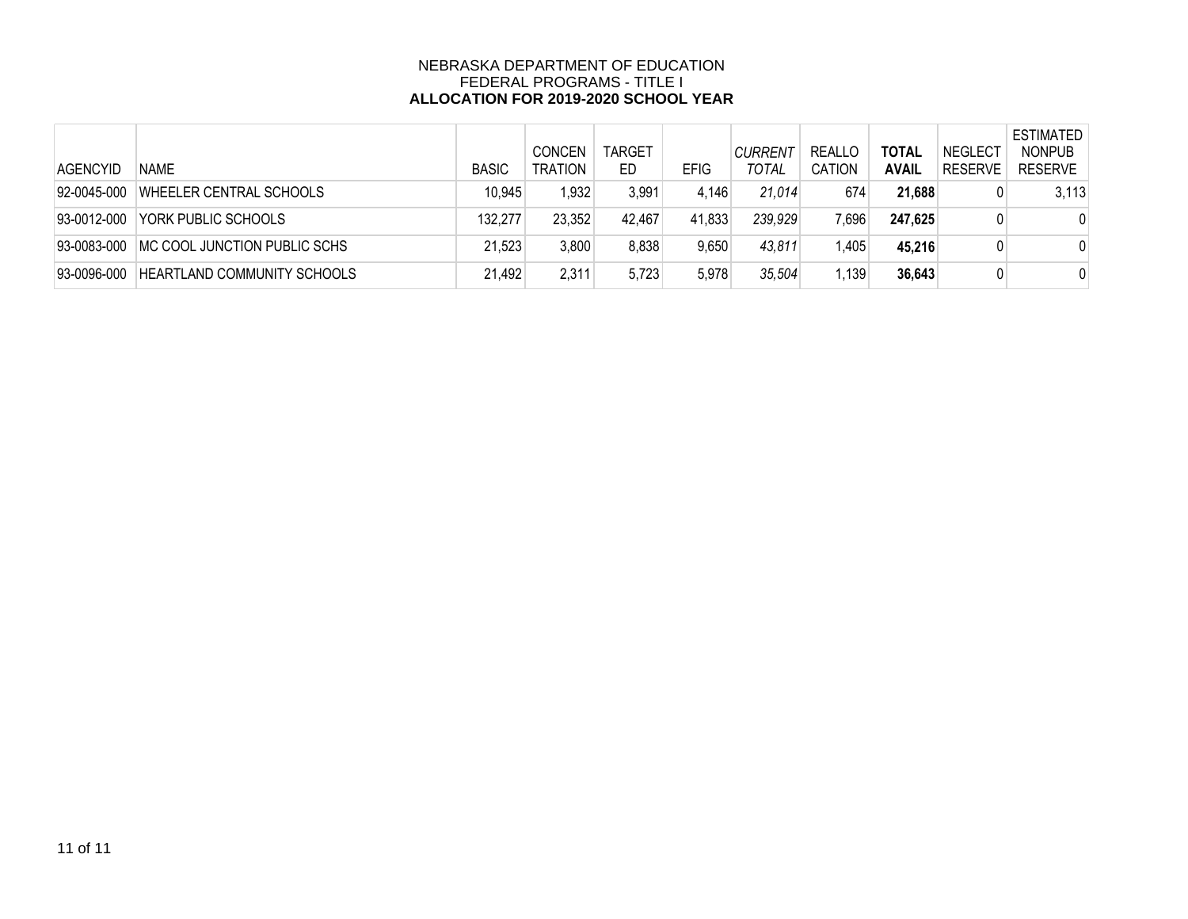NEBRASKA DEPARTMENT OF EDUCATION
FEDERAL PROGRAMS - TITLE I
**ALLOCATION FOR 2019-2020 SCHOOL YEAR**

| AGENCYID | NAME | BASIC | CONCEN TRATION | TARGET ED | EFIG | *CURRENT TOTAL* | REALLO CATION | **TOTAL AVAIL** | NEGLECT RESERVE | ESTIMATED NONPUB RESERVE |
|---|---|---|---|---|---|---|---|---|---|---|
| 92-0045-000 | WHEELER CENTRAL SCHOOLS | 10,945 | 1,932 | 3,991 | 4,146 | *21,014* | 674 | **21,688** | 0 | 3,113 |
| 93-0012-000 | YORK PUBLIC SCHOOLS | 132,277 | 23,352 | 42,467 | 41,833 | *239,929* | 7,696 | **247,625** | 0 | 0 |
| 93-0083-000 | MC COOL JUNCTION PUBLIC SCHS | 21,523 | 3,800 | 8,838 | 9,650 | *43,811* | 1,405 | **45,216** | 0 | 0 |
| 93-0096-000 | HEARTLAND COMMUNITY SCHOOLS | 21,492 | 2,311 | 5,723 | 5,978 | *35,504* | 1,139 | **36,643** | 0 | 0 |